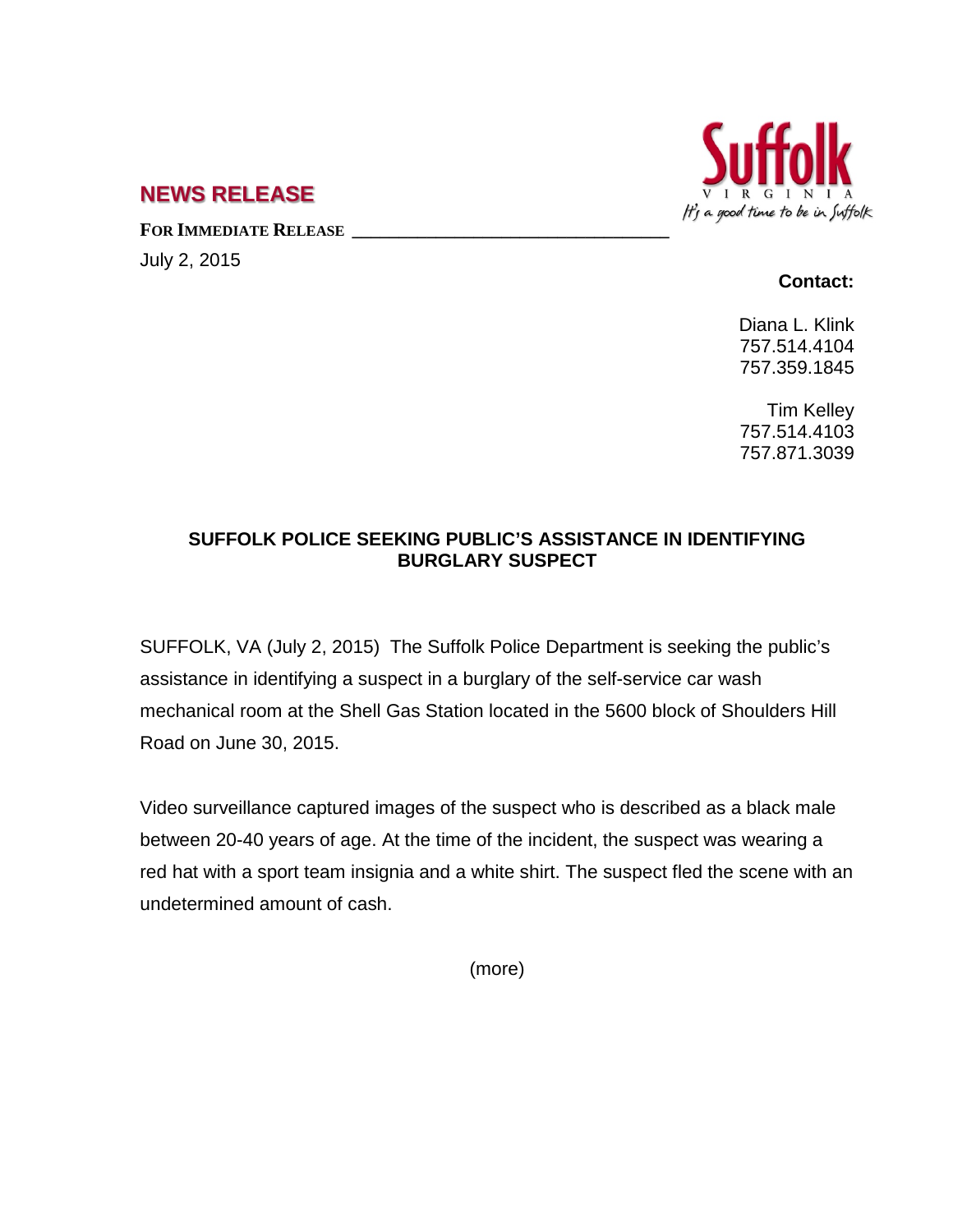## NEWS RELEASE

**FOR IMMEDIATE RELEASE**

July 2, 2015

**Contact:**

Diana L. Klink
757.514.4104
757.359.1845

Tim Kelley
757.514.4103
757.871.3039

### SUFFOLK POLICE SEEKING PUBLIC'S ASSISTANCE IN IDENTIFYING BURGLARY SUSPECT

SUFFOLK, VA (July 2, 2015) The Suffolk Police Department is seeking the public's assistance in identifying a suspect in a burglary of the self-service car wash mechanical room at the Shell Gas Station located in the 5600 block of Shoulders Hill Road on June 30, 2015.

Video surveillance captured images of the suspect who is described as a black male between 20-40 years of age. At the time of the incident, the suspect was wearing a red hat with a sport team insignia and a white shirt. The suspect fled the scene with an undetermined amount of cash.

(more)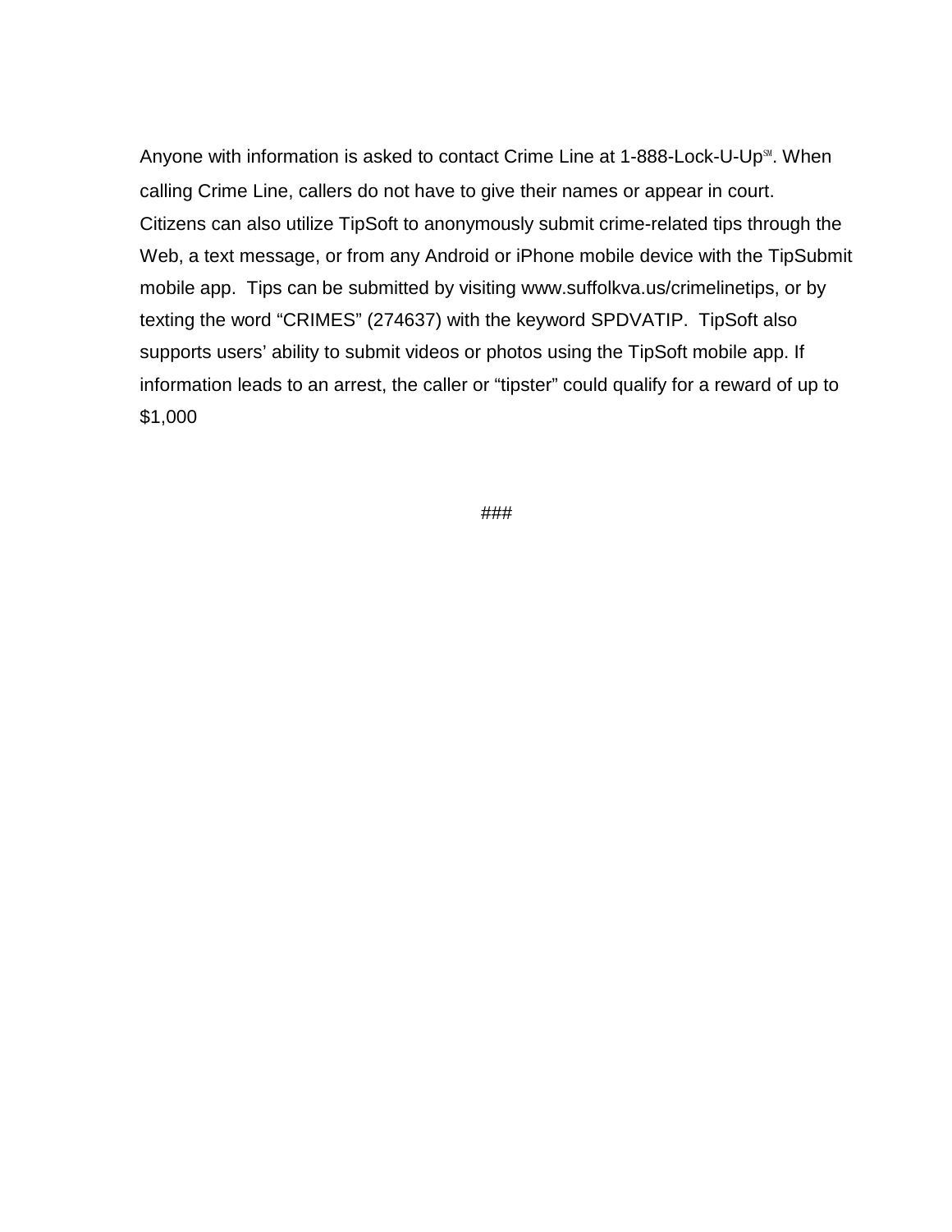Anyone with information is asked to contact Crime Line at 1-888-Lock-U-Up℠. When calling Crime Line, callers do not have to give their names or appear in court. Citizens can also utilize TipSoft to anonymously submit crime-related tips through the Web, a text message, or from any Android or iPhone mobile device with the TipSubmit mobile app. Tips can be submitted by visiting www.suffolkva.us/crimelinetips, or by texting the word “CRIMES” (274637) with the keyword SPDVATIP. TipSoft also supports users’ ability to submit videos or photos using the TipSoft mobile app. If information leads to an arrest, the caller or “tipster” could qualify for a reward of up to $1,000

###